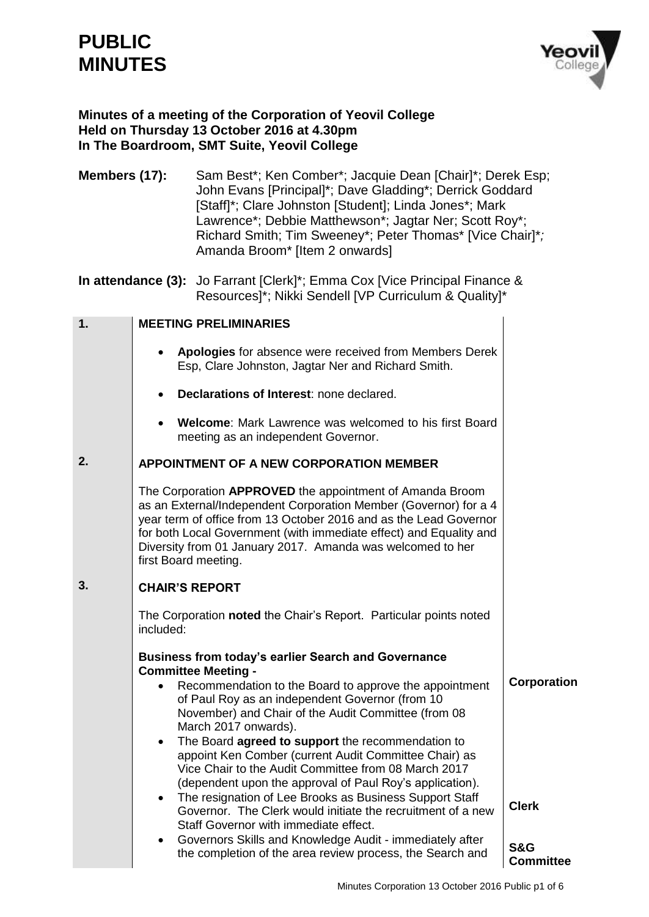# PUBLIC MINUTES

**Minutes of a meeting of the Corporation of Yeovil College**
**Held on Thursday 13 October 2016 at 4.30pm**
**In The Boardroom, SMT Suite, Yeovil College**

**Members (17):** Sam Best*; Ken Comber*; Jacquie Dean [Chair]*; Derek Esp; John Evans [Principal]*; Dave Gladding*; Derrick Goddard [Staff]*; Clare Johnston [Student]; Linda Jones*; Mark Lawrence*; Debbie Matthewson*; Jagtar Ner; Scott Roy*; Richard Smith; Tim Sweeney*; Peter Thomas* [Vice Chair]*; Amanda Broom* [Item 2 onwards]

**In attendance (3):** Jo Farrant [Clerk]*; Emma Cox [Vice Principal Finance & Resources]*; Nikki Sendell [VP Curriculum & Quality]*

| | | |
|---|---|---|
| **1.** | **MEETING PRELIMINARIES**<br><br>• **Apologies** for absence were received from Members Derek Esp, Clare Johnston, Jagtar Ner and Richard Smith.<br><br>• **Declarations of Interest**: none declared.<br><br>• **Welcome**: Mark Lawrence was welcomed to his first Board meeting as an independent Governor. | |
| **2.** | **APPOINTMENT OF A NEW CORPORATION MEMBER**<br><br>The Corporation **APPROVED** the appointment of Amanda Broom as an External/Independent Corporation Member (Governor) for a 4 year term of office from 13 October 2016 and as the Lead Governor for both Local Government (with immediate effect) and Equality and Diversity from 01 January 2017. Amanda was welcomed to her first Board meeting. | |
| **3.** | **CHAIR'S REPORT**<br><br>The Corporation **noted** the Chair's Report. Particular points noted included:<br><br>**Business from today's earlier Search and Governance Committee Meeting -**<br>• Recommendation to the Board to approve the appointment of Paul Roy as an independent Governor (from 10 November) and Chair of the Audit Committee (from 08 March 2017 onwards).<br>• The Board **agreed to support** the recommendation to appoint Ken Comber (current Audit Committee Chair) as Vice Chair to the Audit Committee from 08 March 2017 (dependent upon the approval of Paul Roy's application).<br>• The resignation of Lee Brooks as Business Support Staff Governor. The Clerk would initiate the recruitment of a new Staff Governor with immediate effect.<br>• Governors Skills and Knowledge Audit - immediately after the completion of the area review process, the Search and | **Corporation**<br><br><br><br><br><br><br>**Clerk**<br><br><br>**S&G Committee** |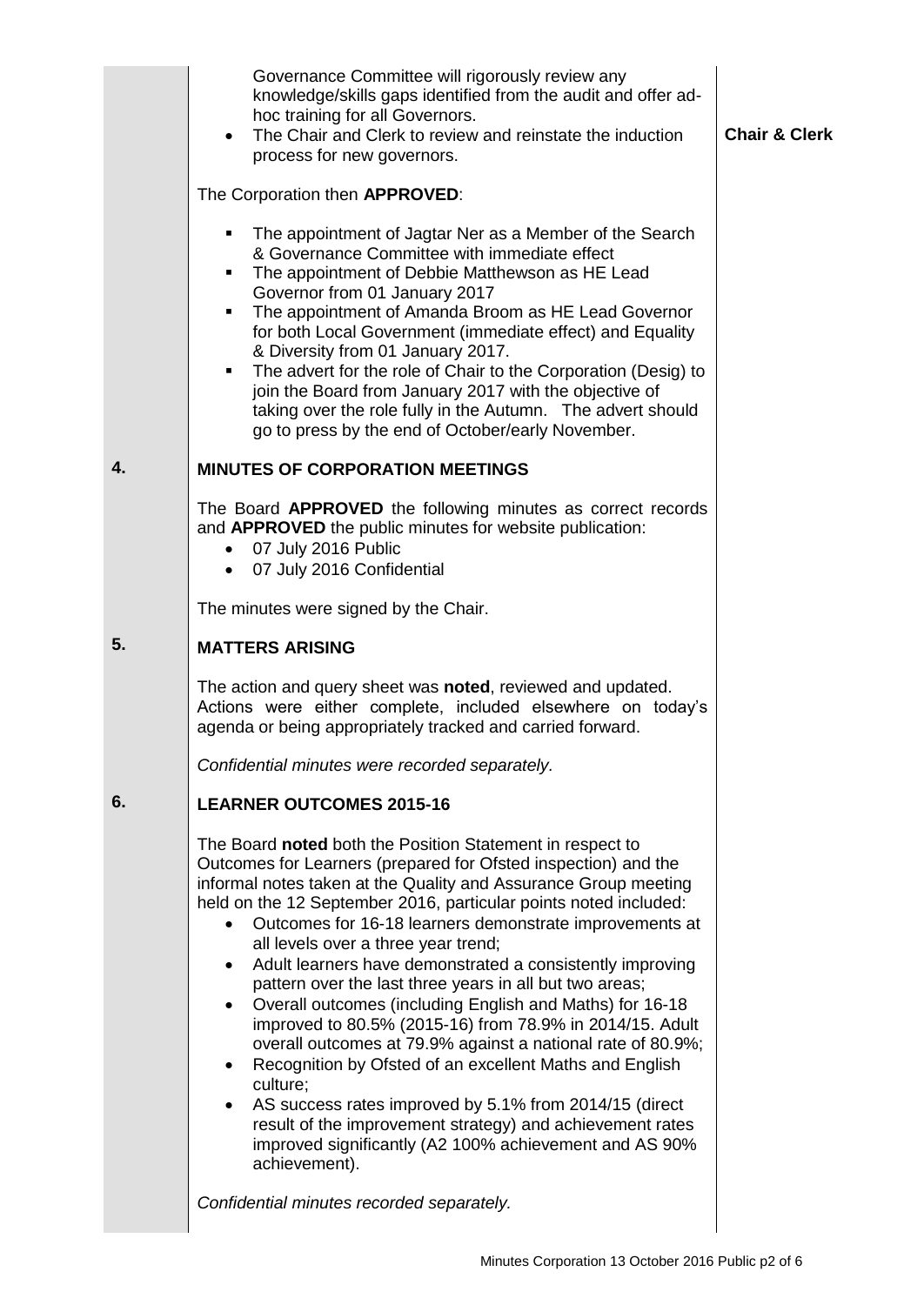Governance Committee will rigorously review any knowledge/skills gaps identified from the audit and offer ad-hoc training for all Governors.

- The Chair and Clerk to review and reinstate the induction process for new governors. **Chair & Clerk**

The Corporation then **APPROVED**:

- The appointment of Jagtar Ner as a Member of the Search & Governance Committee with immediate effect
- The appointment of Debbie Matthewson as HE Lead Governor from 01 January 2017
- The appointment of Amanda Broom as HE Lead Governor for both Local Government (immediate effect) and Equality & Diversity from 01 January 2017.
- The advert for the role of Chair to the Corporation (Desig) to join the Board from January 2017 with the objective of taking over the role fully in the Autumn. The advert should go to press by the end of October/early November.

## 4. MINUTES OF CORPORATION MEETINGS

The Board **APPROVED** the following minutes as correct records and **APPROVED** the public minutes for website publication:

- 07 July 2016 Public
- 07 July 2016 Confidential

The minutes were signed by the Chair.

## 5. MATTERS ARISING

The action and query sheet was **noted**, reviewed and updated. Actions were either complete, included elsewhere on today's agenda or being appropriately tracked and carried forward.

*Confidential minutes were recorded separately.*

## 6. LEARNER OUTCOMES 2015-16

The Board **noted** both the Position Statement in respect to Outcomes for Learners (prepared for Ofsted inspection) and the informal notes taken at the Quality and Assurance Group meeting held on the 12 September 2016, particular points noted included:

- Outcomes for 16-18 learners demonstrate improvements at all levels over a three year trend;
- Adult learners have demonstrated a consistently improving pattern over the last three years in all but two areas;
- Overall outcomes (including English and Maths) for 16-18 improved to 80.5% (2015-16) from 78.9% in 2014/15. Adult overall outcomes at 79.9% against a national rate of 80.9%;
- Recognition by Ofsted of an excellent Maths and English culture;
- AS success rates improved by 5.1% from 2014/15 (direct result of the improvement strategy) and achievement rates improved significantly (A2 100% achievement and AS 90% achievement).

*Confidential minutes recorded separately.*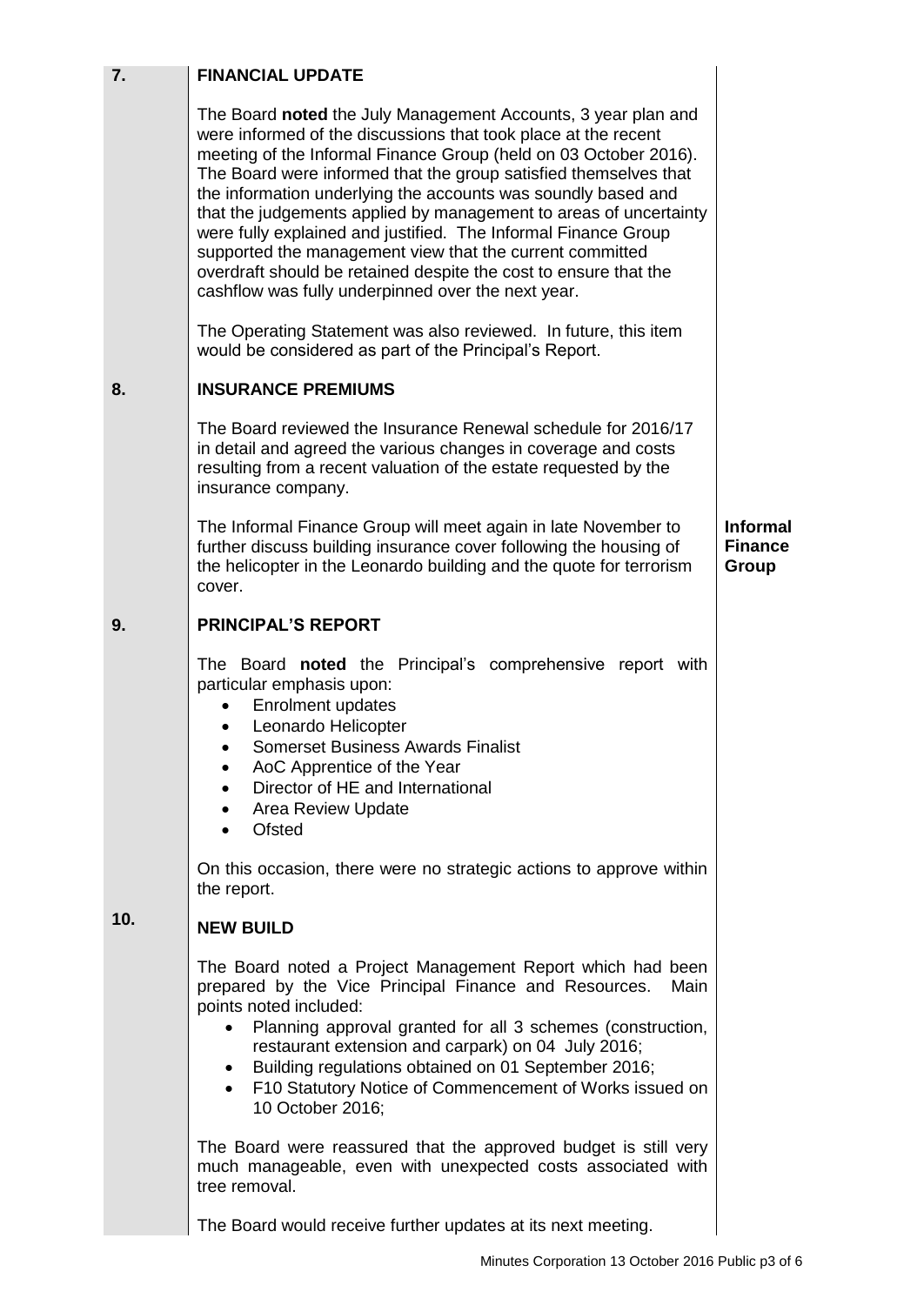## 7. FINANCIAL UPDATE

The Board **noted** the July Management Accounts, 3 year plan and were informed of the discussions that took place at the recent meeting of the Informal Finance Group (held on 03 October 2016). The Board were informed that the group satisfied themselves that the information underlying the accounts was soundly based and that the judgements applied by management to areas of uncertainty were fully explained and justified. The Informal Finance Group supported the management view that the current committed overdraft should be retained despite the cost to ensure that the cashflow was fully underpinned over the next year.

The Operating Statement was also reviewed. In future, this item would be considered as part of the Principal's Report.

## 8. INSURANCE PREMIUMS

The Board reviewed the Insurance Renewal schedule for 2016/17 in detail and agreed the various changes in coverage and costs resulting from a recent valuation of the estate requested by the insurance company.

The Informal Finance Group will meet again in late November to further discuss building insurance cover following the housing of the helicopter in the Leonardo building and the quote for terrorism cover.

**Informal Finance Group**

## 9. PRINCIPAL'S REPORT

The Board **noted** the Principal's comprehensive report with particular emphasis upon:

- Enrolment updates
- Leonardo Helicopter
- Somerset Business Awards Finalist
- AoC Apprentice of the Year
- Director of HE and International
- Area Review Update
- Ofsted

On this occasion, there were no strategic actions to approve within the report.

## 10. NEW BUILD

The Board noted a Project Management Report which had been prepared by the Vice Principal Finance and Resources. Main points noted included:

- Planning approval granted for all 3 schemes (construction, restaurant extension and carpark) on 04 July 2016;
- Building regulations obtained on 01 September 2016;
- F10 Statutory Notice of Commencement of Works issued on 10 October 2016;

The Board were reassured that the approved budget is still very much manageable, even with unexpected costs associated with tree removal.

The Board would receive further updates at its next meeting.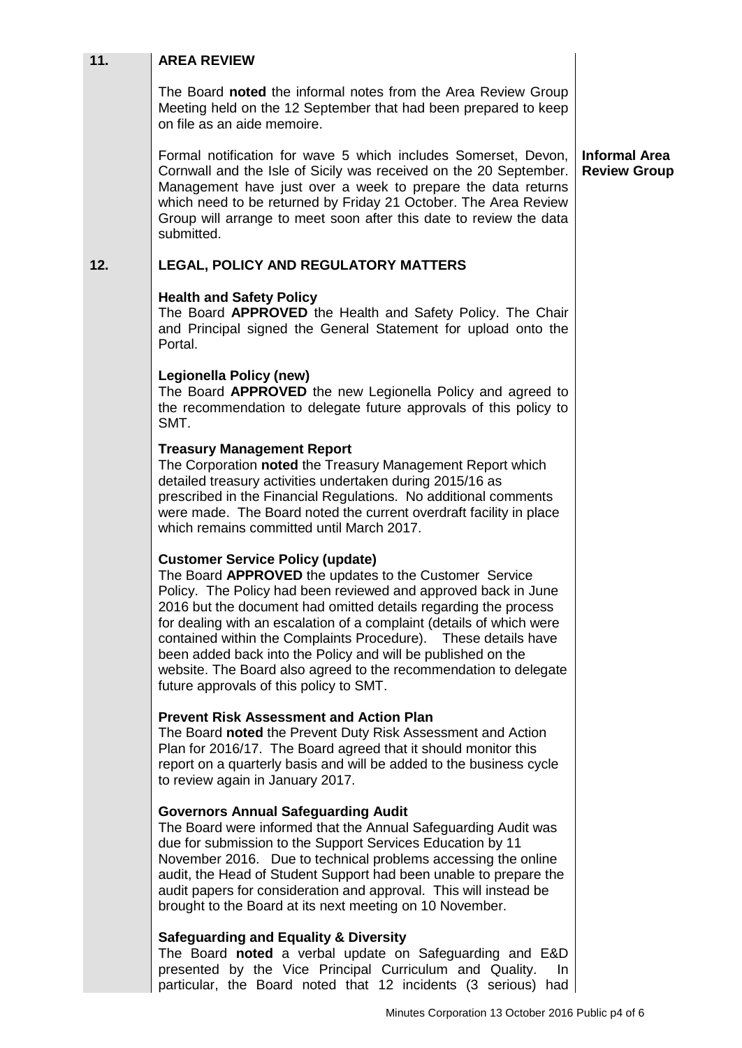## 11. AREA REVIEW

The Board **noted** the informal notes from the Area Review Group Meeting held on the 12 September that had been prepared to keep on file as an aide memoire.

Formal notification for wave 5 which includes Somerset, Devon, Cornwall and the Isle of Sicily was received on the 20 September. Management have just over a week to prepare the data returns which need to be returned by Friday 21 October. The Area Review Group will arrange to meet soon after this date to review the data submitted.

**Informal Area Review Group**

## 12. LEGAL, POLICY AND REGULATORY MATTERS

**Health and Safety Policy**
The Board **APPROVED** the Health and Safety Policy. The Chair and Principal signed the General Statement for upload onto the Portal.

**Legionella Policy (new)**
The Board **APPROVED** the new Legionella Policy and agreed to the recommendation to delegate future approvals of this policy to SMT.

**Treasury Management Report**
The Corporation **noted** the Treasury Management Report which detailed treasury activities undertaken during 2015/16 as prescribed in the Financial Regulations. No additional comments were made. The Board noted the current overdraft facility in place which remains committed until March 2017.

**Customer Service Policy (update)**
The Board **APPROVED** the updates to the Customer Service Policy. The Policy had been reviewed and approved back in June 2016 but the document had omitted details regarding the process for dealing with an escalation of a complaint (details of which were contained within the Complaints Procedure). These details have been added back into the Policy and will be published on the website. The Board also agreed to the recommendation to delegate future approvals of this policy to SMT.

**Prevent Risk Assessment and Action Plan**
The Board **noted** the Prevent Duty Risk Assessment and Action Plan for 2016/17. The Board agreed that it should monitor this report on a quarterly basis and will be added to the business cycle to review again in January 2017.

**Governors Annual Safeguarding Audit**
The Board were informed that the Annual Safeguarding Audit was due for submission to the Support Services Education by 11 November 2016. Due to technical problems accessing the online audit, the Head of Student Support had been unable to prepare the audit papers for consideration and approval. This will instead be brought to the Board at its next meeting on 10 November.

**Safeguarding and Equality & Diversity**
The Board **noted** a verbal update on Safeguarding and E&D presented by the Vice Principal Curriculum and Quality. In particular, the Board noted that 12 incidents (3 serious) had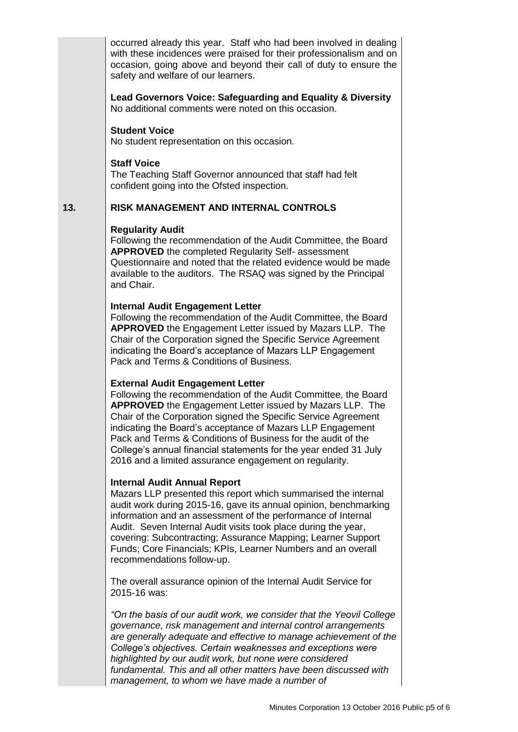occurred already this year. Staff who had been involved in dealing with these incidences were praised for their professionalism and on occasion, going above and beyond their call of duty to ensure the safety and welfare of our learners.

**Lead Governors Voice: Safeguarding and Equality & Diversity**
No additional comments were noted on this occasion.

**Student Voice**
No student representation on this occasion.

**Staff Voice**
The Teaching Staff Governor announced that staff had felt confident going into the Ofsted inspection.

## 13. RISK MANAGEMENT AND INTERNAL CONTROLS

**Regularity Audit**
Following the recommendation of the Audit Committee, the Board **APPROVED** the completed Regularity Self- assessment Questionnaire and noted that the related evidence would be made available to the auditors. The RSAQ was signed by the Principal and Chair.

**Internal Audit Engagement Letter**
Following the recommendation of the Audit Committee, the Board **APPROVED** the Engagement Letter issued by Mazars LLP. The Chair of the Corporation signed the Specific Service Agreement indicating the Board's acceptance of Mazars LLP Engagement Pack and Terms & Conditions of Business.

**External Audit Engagement Letter**
Following the recommendation of the Audit Committee, the Board **APPROVED** the Engagement Letter issued by Mazars LLP. The Chair of the Corporation signed the Specific Service Agreement indicating the Board's acceptance of Mazars LLP Engagement Pack and Terms & Conditions of Business for the audit of the College's annual financial statements for the year ended 31 July 2016 and a limited assurance engagement on regularity.

**Internal Audit Annual Report**
Mazars LLP presented this report which summarised the internal audit work during 2015-16, gave its annual opinion, benchmarking information and an assessment of the performance of Internal Audit. Seven Internal Audit visits took place during the year, covering: Subcontracting; Assurance Mapping; Learner Support Funds; Core Financials; KPIs, Learner Numbers and an overall recommendations follow-up.

The overall assurance opinion of the Internal Audit Service for 2015-16 was:

*"On the basis of our audit work, we consider that the Yeovil College governance, risk management and internal control arrangements are generally adequate and effective to manage achievement of the College's objectives. Certain weaknesses and exceptions were highlighted by our audit work, but none were considered fundamental. This and all other matters have been discussed with management, to whom we have made a number of*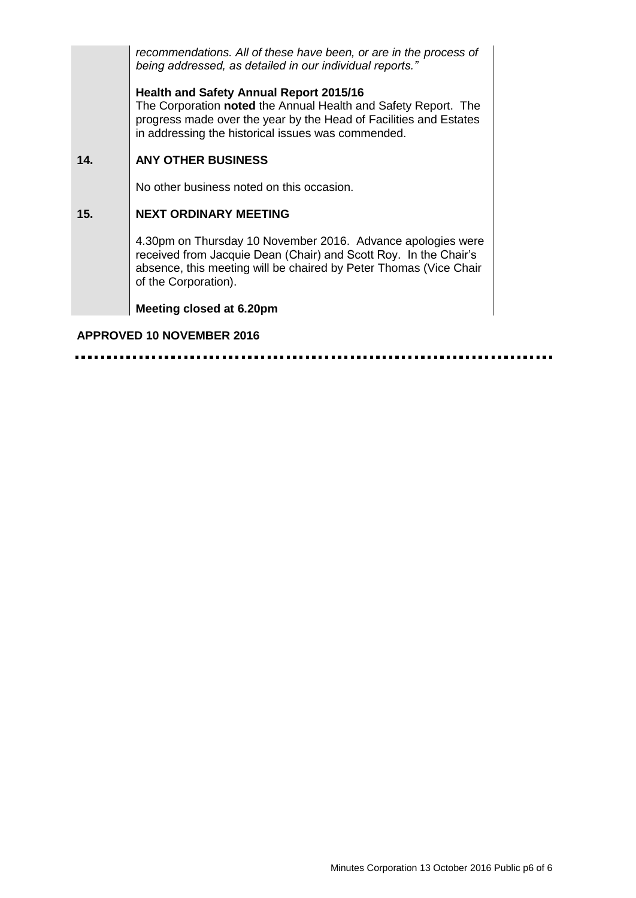*recommendations. All of these have been, or are in the process of being addressed, as detailed in our individual reports."*

**Health and Safety Annual Report 2015/16**

The Corporation **noted** the Annual Health and Safety Report. The progress made over the year by the Head of Facilities and Estates in addressing the historical issues was commended.

## 14. ANY OTHER BUSINESS

No other business noted on this occasion.

## 15. NEXT ORDINARY MEETING

4.30pm on Thursday 10 November 2016. Advance apologies were received from Jacquie Dean (Chair) and Scott Roy. In the Chair's absence, this meeting will be chaired by Peter Thomas (Vice Chair of the Corporation).

**Meeting closed at 6.20pm**

**APPROVED 10 NOVEMBER 2016**